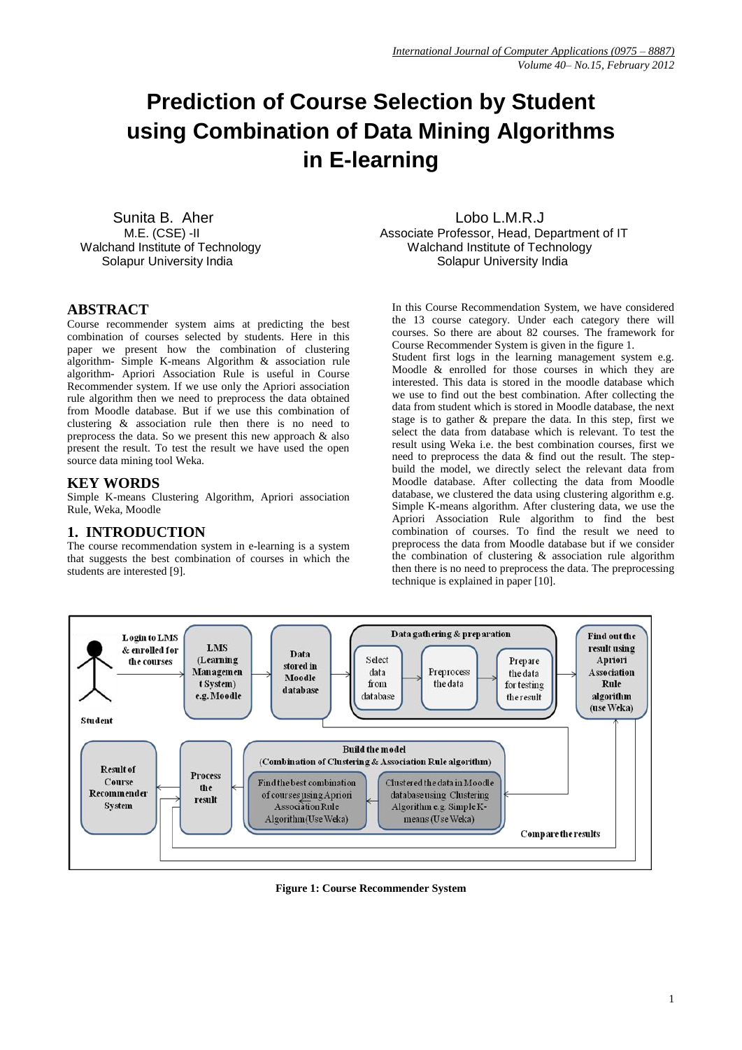# Prediction of Course Selection by Student using Combination of Data Mining Algorithms in E-learning

Sunita B. Aher
M.E. (CSE) -II
Walchand Institute of Technology
Solapur University India

Lobo L.M.R.J
Associate Professor, Head, Department of IT
Walchand Institute of Technology
Solapur University India

## ABSTRACT

Course recommender system aims at predicting the best combination of courses selected by students. Here in this paper we present how the combination of clustering algorithm- Simple K-means Algorithm & association rule algorithm- Apriori Association Rule is useful in Course Recommender system. If we use only the Apriori association rule algorithm then we need to preprocess the data obtained from Moodle database. But if we use this combination of clustering & association rule then there is no need to preprocess the data. So we present this new approach & also present the result. To test the result we have used the open source data mining tool Weka.

## KEY WORDS

Simple K-means Clustering Algorithm, Apriori association Rule, Weka, Moodle

## 1. INTRODUCTION

The course recommendation system in e-learning is a system that suggests the best combination of courses in which the students are interested [9].

In this Course Recommendation System, we have considered the 13 course category. Under each category there will courses. So there are about 82 courses. The framework for Course Recommender System is given in the figure 1.

Student first logs in the learning management system e.g. Moodle & enrolled for those courses in which they are interested. This data is stored in the moodle database which we use to find out the best combination. After collecting the data from student which is stored in Moodle database, the next stage is to gather & prepare the data. In this step, first we select the data from database which is relevant. To test the result using Weka i.e. the best combination courses, first we need to preprocess the data & find out the result. The step-build the model, we directly select the relevant data from Moodle database. After collecting the data from Moodle database, we clustered the data using clustering algorithm e.g. Simple K-means algorithm. After clustering data, we use the Apriori Association Rule algorithm to find the best combination of courses. To find the result we need to preprocess the data from Moodle database but if we consider the combination of clustering & association rule algorithm then there is no need to preprocess the data. The preprocessing technique is explained in paper [10].

Login to LMS & enrolled for the courses → LMS (Learning Management System) e.g. Moodle → Data stored in Moodle database → Data gathering & preparation [Select data from database → Preprocess the data → Prepare the data for testing the result] → Find out the result using Apriori Association Rule algorithm (use Weka)

Student

Build the model (Combination of Clustering & Association Rule algorithm): Clustered the data in Moodle database using Clustering Algorithm e.g. Simple K-means (Use Weka) → Find the best combination of courses using Apriori Association Rule Algorithm (Use Weka) → Process the result → Result of Course Recommender System

Compare the results

**Figure 1: Course Recommender System**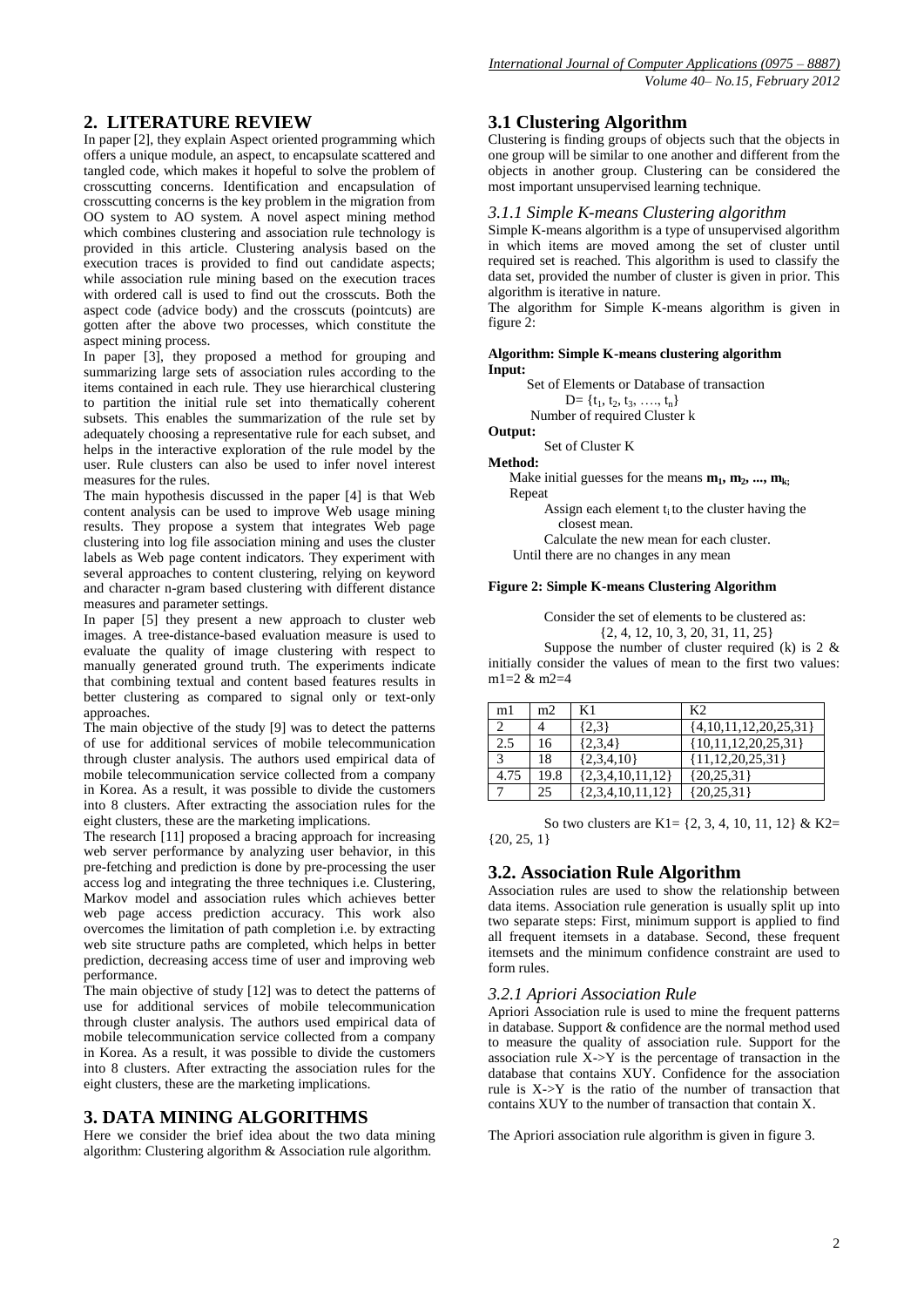## 2. LITERATURE REVIEW

In paper [2], they explain Aspect oriented programming which offers a unique module, an aspect, to encapsulate scattered and tangled code, which makes it hopeful to solve the problem of crosscutting concerns. Identification and encapsulation of crosscutting concerns is the key problem in the migration from OO system to AO system. A novel aspect mining method which combines clustering and association rule technology is provided in this article. Clustering analysis based on the execution traces is provided to find out candidate aspects; while association rule mining based on the execution traces with ordered call is used to find out the crosscuts. Both the aspect code (advice body) and the crosscuts (pointcuts) are gotten after the above two processes, which constitute the aspect mining process.

In paper [3], they proposed a method for grouping and summarizing large sets of association rules according to the items contained in each rule. They use hierarchical clustering to partition the initial rule set into thematically coherent subsets. This enables the summarization of the rule set by adequately choosing a representative rule for each subset, and helps in the interactive exploration of the rule model by the user. Rule clusters can also be used to infer novel interest measures for the rules.

The main hypothesis discussed in the paper [4] is that Web content analysis can be used to improve Web usage mining results. They propose a system that integrates Web page clustering into log file association mining and uses the cluster labels as Web page content indicators. They experiment with several approaches to content clustering, relying on keyword and character n-gram based clustering with different distance measures and parameter settings.

In paper [5] they present a new approach to cluster web images. A tree-distance-based evaluation measure is used to evaluate the quality of image clustering with respect to manually generated ground truth. The experiments indicate that combining textual and content based features results in better clustering as compared to signal only or text-only approaches.

The main objective of the study [9] was to detect the patterns of use for additional services of mobile telecommunication through cluster analysis. The authors used empirical data of mobile telecommunication service collected from a company in Korea. As a result, it was possible to divide the customers into 8 clusters. After extracting the association rules for the eight clusters, these are the marketing implications.

The research [11] proposed a bracing approach for increasing web server performance by analyzing user behavior, in this pre-fetching and prediction is done by pre-processing the user access log and integrating the three techniques i.e. Clustering, Markov model and association rules which achieves better web page access prediction accuracy. This work also overcomes the limitation of path completion i.e. by extracting web site structure paths are completed, which helps in better prediction, decreasing access time of user and improving web performance.

The main objective of study [12] was to detect the patterns of use for additional services of mobile telecommunication through cluster analysis. The authors used empirical data of mobile telecommunication service collected from a company in Korea. As a result, it was possible to divide the customers into 8 clusters. After extracting the association rules for the eight clusters, these are the marketing implications.

## 3. DATA MINING ALGORITHMS

Here we consider the brief idea about the two data mining algorithm: Clustering algorithm & Association rule algorithm.

### 3.1 Clustering Algorithm

Clustering is finding groups of objects such that the objects in one group will be similar to one another and different from the objects in another group. Clustering can be considered the most important unsupervised learning technique.

#### *3.1.1 Simple K-means Clustering algorithm*

Simple K-means algorithm is a type of unsupervised algorithm in which items are moved among the set of cluster until required set is reached. This algorithm is used to classify the data set, provided the number of cluster is given in prior. This algorithm is iterative in nature.

The algorithm for Simple K-means algorithm is given in figure 2:

**Algorithm: Simple K-means clustering algorithm**

**Input:**

Set of Elements or Database of transaction

$D = \{t_1, t_2, t_3, \ldots, t_n\}$

Number of required Cluster k

**Output:**

Set of Cluster K

**Method:**

Make initial guesses for the means $\mathbf{m_1, m_2, ..., m_k}$;

Repeat

Assign each element $t_i$ to the cluster having the closest mean.

Calculate the new mean for each cluster.

Until there are no changes in any mean

**Figure 2: Simple K-means Clustering Algorithm**

Consider the set of elements to be clustered as:

{2, 4, 12, 10, 3, 20, 31, 11, 25}

Suppose the number of cluster required (k) is 2 & initially consider the values of mean to the first two values: m1=2 & m2=4

| m1 | m2 | K1 | K2 |
|---|---|---|---|
| 2 | 4 | {2,3} | {4,10,11,12,20,25,31} |
| 2.5 | 16 | {2,3,4} | {10,11,12,20,25,31} |
| 3 | 18 | {2,3,4,10} | {11,12,20,25,31} |
| 4.75 | 19.8 | {2,3,4,10,11,12} | {20,25,31} |
| 7 | 25 | {2,3,4,10,11,12} | {20,25,31} |

So two clusters are K1= {2, 3, 4, 10, 11, 12} & K2= {20, 25, 1}

### 3.2. Association Rule Algorithm

Association rules are used to show the relationship between data items. Association rule generation is usually split up into two separate steps: First, minimum support is applied to find all frequent itemsets in a database. Second, these frequent itemsets and the minimum confidence constraint are used to form rules.

#### *3.2.1 Apriori Association Rule*

Apriori Association rule is used to mine the frequent patterns in database. Support & confidence are the normal method used to measure the quality of association rule. Support for the association rule X->Y is the percentage of transaction in the database that contains XUY. Confidence for the association rule is X->Y is the ratio of the number of transaction that contains XUY to the number of transaction that contain X.

The Apriori association rule algorithm is given in figure 3.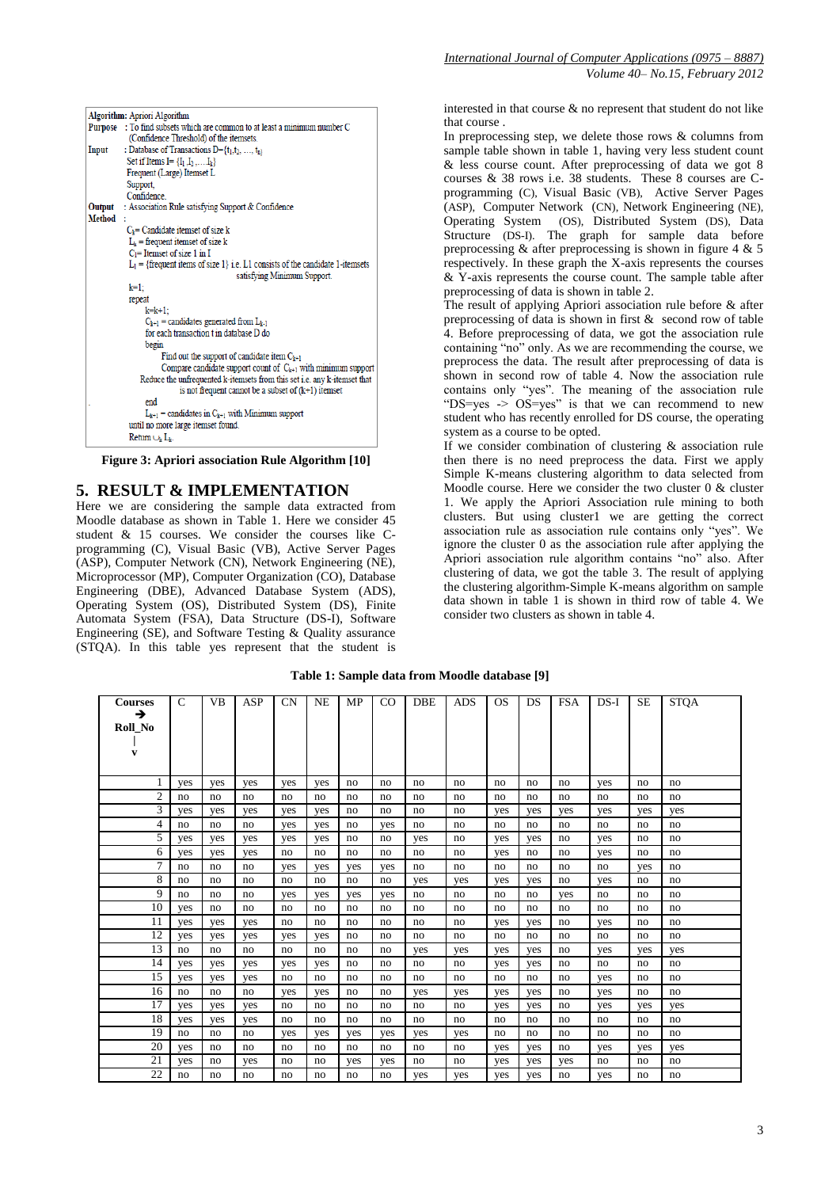```
Algorithm: Apriori Algorithm
Purpose  : To find subsets which are common to at least a minimum number C
           (Confidence Threshold) of the itemsets.
Input    : Database of Transactions D={t1,t2, …, tn}
           Set if Items I= {I1 ,I2 ,….Ik}
           Frequent (Large) Itemset L
           Support,
           Confidence.
Output   : Association Rule satisfying Support & Confidence
Method   :
           Ck= Candidate itemset of size k
           Lk = frequent itemset of size k
           Ci= Itemset of size 1 in I
           L1 = {frequent items of size 1} i.e. L1 consists of the candidate 1-itemsets
                     satisfying Minimum Support.
           k=1;
           repeat
                k=k+1;
                Ck+1 = candidates generated from Lk-1
                for each transaction t in database D do
                begin
                     Find out the support of candidate item Ck-1
                     Compare candidate support count of Ck+1 with minimum support
                Reduce the unfrequented k-itemsets from this set i.e. any k-itemset that
                     is not frequent cannot be a subset of (k+1) itemset
                end
                Lk+1 = candidates in Ck+1 with Minimum support
           until no more large itemset found.
           Return ∪k Lk
```

**Figure 3: Apriori association Rule Algorithm [10]**

## 5. RESULT & IMPLEMENTATION

Here we are considering the sample data extracted from Moodle database as shown in Table 1. Here we consider 45 student & 15 courses. We consider the courses like C-programming (C), Visual Basic (VB), Active Server Pages (ASP), Computer Network (CN), Network Engineering (NE), Microprocessor (MP), Computer Organization (CO), Database Engineering (DBE), Advanced Database System (ADS), Operating System (OS), Distributed System (DS), Finite Automata System (FSA), Data Structure (DS-I), Software Engineering (SE), and Software Testing & Quality assurance (STQA). In this table yes represent that the student is interested in that course & no represent that student do not like that course .

In preprocessing step, we delete those rows & columns from sample table shown in table 1, having very less student count & less course count. After preprocessing of data we got 8 courses & 38 rows i.e. 38 students. These 8 courses are C-programming (C), Visual Basic (VB), Active Server Pages (ASP), Computer Network (CN), Network Engineering (NE), Operating System (OS), Distributed System (DS), Data Structure (DS-I). The graph for sample data before preprocessing & after preprocessing is shown in figure 4 & 5 respectively. In these graph the X-axis represents the courses & Y-axis represents the course count. The sample table after preprocessing of data is shown in table 2.

The result of applying Apriori association rule before & after preprocessing of data is shown in first & second row of table 4. Before preprocessing of data, we got the association rule containing "no" only. As we are recommending the course, we preprocess the data. The result after preprocessing of data is shown in second row of table 4. Now the association rule contains only "yes". The meaning of the association rule "DS=yes -> OS=yes" is that we can recommend to new student who has recently enrolled for DS course, the operating system as a course to be opted.

If we consider combination of clustering & association rule then there is no need preprocess the data. First we apply Simple K-means clustering algorithm to data selected from Moodle course. Here we consider the two cluster 0 & cluster 1. We apply the Apriori Association rule mining to both clusters. But using cluster1 we are getting the correct association rule as association rule contains only "yes". We ignore the cluster 0 as the association rule after applying the Apriori association rule algorithm contains "no" also. After clustering of data, we got the table 3. The result of applying the clustering algorithm-Simple K-means algorithm on sample data shown in table 1 is shown in third row of table 4. We consider two clusters as shown in table 4.

**Table 1: Sample data from Moodle database [9]**

| Courses ➔ Roll_No ↓ | C | VB | ASP | CN | NE | MP | CO | DBE | ADS | OS | DS | FSA | DS-I | SE | STQA |
|---|---|---|---|---|---|---|---|---|---|---|---|---|---|---|---|
| 1 | yes | yes | yes | yes | yes | no | no | no | no | no | no | no | yes | no | no |
| 2 | no | no | no | no | no | no | no | no | no | no | no | no | no | no | no |
| 3 | yes | yes | yes | yes | yes | no | no | no | no | yes | yes | yes | yes | yes | yes |
| 4 | no | no | no | yes | yes | no | yes | no | no | no | no | no | no | no | no |
| 5 | yes | yes | yes | yes | yes | no | no | yes | no | yes | yes | no | yes | no | no |
| 6 | yes | yes | yes | no | no | no | no | no | no | yes | no | no | yes | no | no |
| 7 | no | no | no | yes | yes | yes | yes | no | no | no | no | no | no | yes | no |
| 8 | no | no | no | no | no | no | no | yes | yes | yes | yes | no | yes | no | no |
| 9 | no | no | no | yes | yes | yes | yes | no | no | no | no | yes | no | no | no |
| 10 | yes | no | no | no | no | no | no | no | no | no | no | no | no | no | no |
| 11 | yes | yes | yes | no | no | no | no | no | no | yes | yes | no | yes | no | no |
| 12 | yes | yes | yes | yes | yes | no | no | no | no | no | no | no | no | no | no |
| 13 | no | no | no | no | no | no | no | yes | yes | yes | yes | no | yes | yes | yes |
| 14 | yes | yes | yes | yes | yes | no | no | no | no | yes | yes | no | no | no | no |
| 15 | yes | yes | yes | no | no | no | no | no | no | no | no | no | yes | no | no |
| 16 | no | no | no | yes | yes | no | no | yes | yes | yes | yes | no | yes | no | no |
| 17 | yes | yes | yes | no | no | no | no | no | no | yes | yes | no | yes | yes | yes |
| 18 | yes | yes | yes | no | no | no | no | no | no | no | no | no | no | no | no |
| 19 | no | no | no | yes | yes | yes | yes | yes | yes | no | no | no | no | no | no |
| 20 | yes | no | no | no | no | no | no | no | no | yes | yes | no | yes | yes | yes |
| 21 | yes | no | yes | no | no | yes | yes | no | no | yes | yes | yes | no | no | no |
| 22 | no | no | no | no | no | no | no | yes | yes | yes | yes | no | yes | no | no |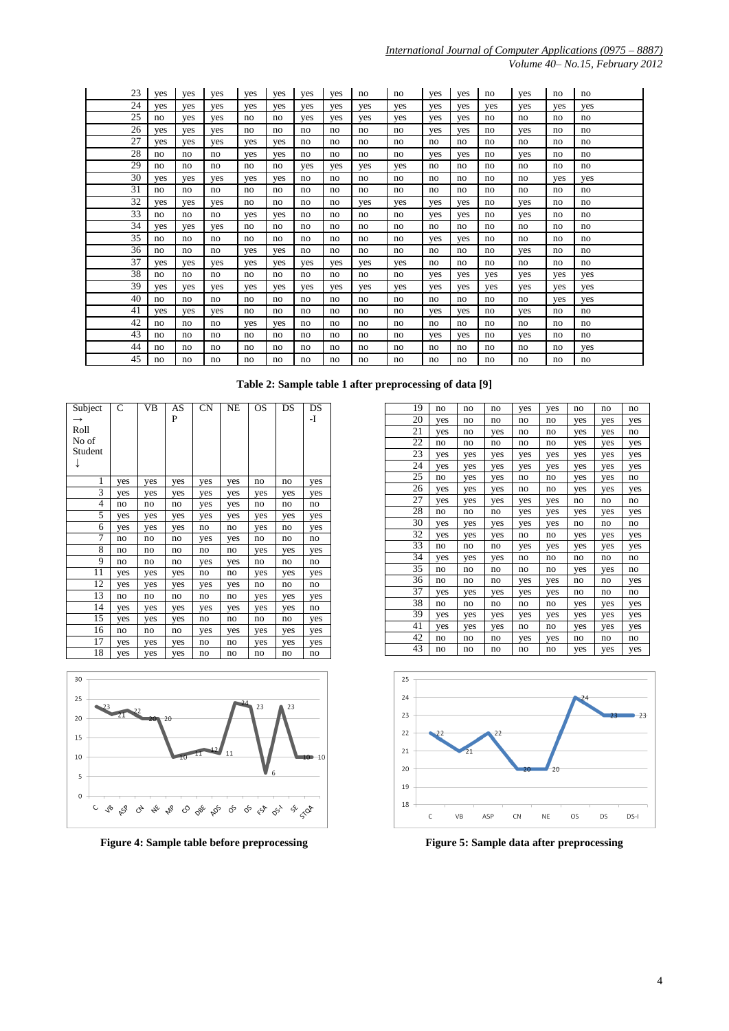| 23 | yes | yes | yes | yes | yes | yes | yes | no | no | yes | yes | no | yes | no | no |
|---|---|---|---|---|---|---|---|---|---|---|---|---|---|---|---|
| 24 | yes | yes | yes | yes | yes | yes | yes | yes | yes | yes | yes | yes | yes | yes | yes |
| 25 | no | yes | yes | no | no | yes | yes | yes | yes | yes | yes | no | no | no | no |
| 26 | yes | yes | yes | no | no | no | no | no | no | yes | yes | no | yes | no | no |
| 27 | yes | yes | yes | yes | yes | no | no | no | no | no | no | no | no | no | no |
| 28 | no | no | no | yes | yes | no | no | no | no | yes | yes | no | yes | no | no |
| 29 | no | no | no | no | no | yes | yes | yes | yes | no | no | no | no | no | no |
| 30 | yes | yes | yes | yes | yes | no | no | no | no | no | no | no | no | yes | yes |
| 31 | no | no | no | no | no | no | no | no | no | no | no | no | no | no | no |
| 32 | yes | yes | yes | no | no | no | no | yes | yes | yes | yes | no | yes | no | no |
| 33 | no | no | no | yes | yes | no | no | no | no | yes | yes | no | yes | no | no |
| 34 | yes | yes | yes | no | no | no | no | no | no | no | no | no | no | no | no |
| 35 | no | no | no | no | no | no | no | no | no | yes | yes | no | no | no | no |
| 36 | no | no | no | yes | yes | no | no | no | no | no | no | no | yes | no | no |
| 37 | yes | yes | yes | yes | yes | yes | yes | yes | yes | no | no | no | no | no | no |
| 38 | no | no | no | no | no | no | no | no | no | yes | yes | yes | yes | yes | yes |
| 39 | yes | yes | yes | yes | yes | yes | yes | yes | yes | yes | yes | yes | yes | yes | yes |
| 40 | no | no | no | no | no | no | no | no | no | no | no | no | no | yes | yes |
| 41 | yes | yes | yes | no | no | no | no | no | no | yes | yes | no | yes | no | no |
| 42 | no | no | no | yes | yes | no | no | no | no | no | no | no | no | no | no |
| 43 | no | no | no | no | no | no | no | no | no | yes | yes | no | yes | no | no |
| 44 | no | no | no | no | no | no | no | no | no | no | no | no | no | no | yes |
| 45 | no | no | no | no | no | no | no | no | no | no | no | no | no | no | no |

**Table 2: Sample table 1 after preprocessing of data [9]**

| Subject → Roll No of Student ↓ | C | VB | ASP | CN | NE | OS | DS | DS-I |
|---|---|---|---|---|---|---|---|---|
| 1 | yes | yes | yes | yes | yes | no | no | yes |
| 3 | yes | yes | yes | yes | yes | yes | yes | yes |
| 4 | no | no | no | yes | yes | no | no | no |
| 5 | yes | yes | yes | yes | yes | yes | yes | yes |
| 6 | yes | yes | yes | no | no | yes | no | yes |
| 7 | no | no | no | yes | yes | no | no | no |
| 8 | no | no | no | no | no | yes | yes | yes |
| 9 | no | no | no | yes | yes | no | no | no |
| 11 | yes | yes | yes | no | no | yes | yes | yes |
| 12 | yes | yes | yes | yes | yes | no | no | no |
| 13 | no | no | no | no | no | yes | yes | yes |
| 14 | yes | yes | yes | yes | yes | yes | yes | no |
| 15 | yes | yes | yes | no | no | no | no | yes |
| 16 | no | no | no | yes | yes | yes | yes | yes |
| 17 | yes | yes | yes | no | no | yes | yes | yes |
| 18 | yes | yes | yes | no | no | no | no | no |
| 19 | no | no | no | yes | yes | no | no | no |
| 20 | yes | no | no | no | no | yes | yes | yes |
| 21 | yes | no | yes | no | no | yes | yes | no |
| 22 | no | no | no | no | no | yes | yes | yes |
| 23 | yes | yes | yes | yes | yes | yes | yes | yes |
| 24 | yes | yes | yes | yes | yes | yes | yes | yes |
| 25 | no | yes | yes | no | no | yes | yes | no |
| 26 | yes | yes | yes | no | no | yes | yes | yes |
| 27 | yes | yes | yes | yes | yes | no | no | no |
| 28 | no | no | no | yes | yes | yes | yes | yes |
| 30 | yes | yes | yes | yes | yes | no | no | no |
| 32 | yes | yes | yes | no | no | yes | yes | yes |
| 33 | no | no | no | yes | yes | yes | yes | yes |
| 34 | yes | yes | yes | no | no | no | no | no |
| 35 | no | no | no | no | no | yes | yes | no |
| 36 | no | no | no | yes | yes | no | no | yes |
| 37 | yes | yes | yes | yes | yes | no | no | no |
| 38 | no | no | no | no | no | yes | yes | yes |
| 39 | yes | yes | yes | yes | yes | yes | yes | yes |
| 41 | yes | yes | yes | no | no | yes | yes | yes |
| 42 | no | no | no | yes | yes | no | no | no |
| 43 | no | no | no | no | no | yes | yes | yes |

**Figure 4: Sample table before preprocessing**

**Figure 5: Sample data after preprocessing**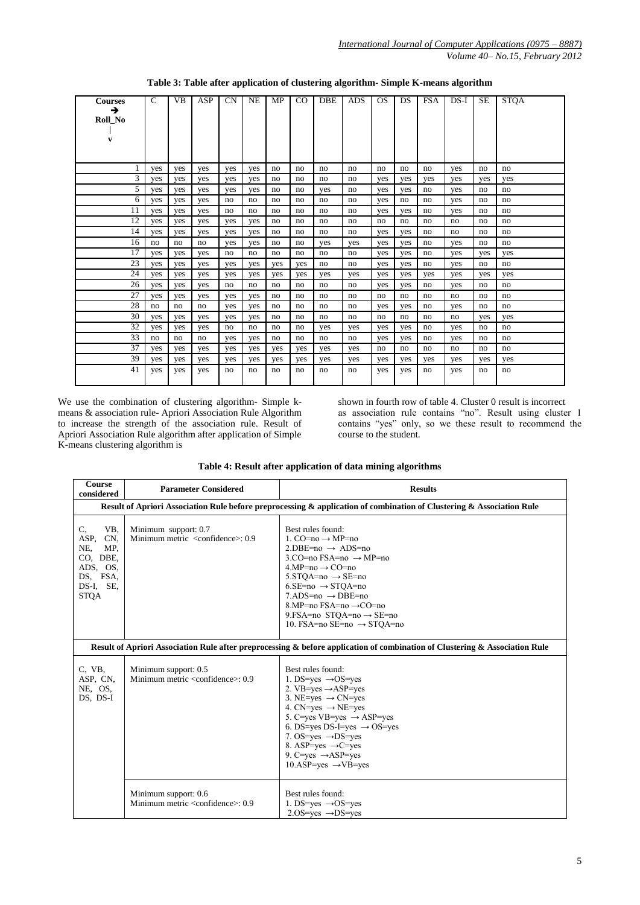**Table 3: Table after application of clustering algorithm- Simple K-means algorithm**

| Courses ➔ Roll_No ↓ | C | VB | ASP | CN | NE | MP | CO | DBE | ADS | OS | DS | FSA | DS-I | SE | STQA |
|---|---|---|---|---|---|---|---|---|---|---|---|---|---|---|---|
| 1 | yes | yes | yes | yes | yes | no | no | no | no | no | no | no | yes | no | no |
| 3 | yes | yes | yes | yes | yes | no | no | no | no | yes | yes | yes | yes | yes | yes |
| 5 | yes | yes | yes | yes | yes | no | no | yes | no | yes | yes | no | yes | no | no |
| 6 | yes | yes | yes | no | no | no | no | no | no | yes | no | no | yes | no | no |
| 11 | yes | yes | yes | no | no | no | no | no | no | yes | yes | no | yes | no | no |
| 12 | yes | yes | yes | yes | yes | no | no | no | no | no | no | no | no | no | no |
| 14 | yes | yes | yes | yes | yes | no | no | no | no | yes | yes | no | no | no | no |
| 16 | no | no | no | yes | yes | no | no | yes | yes | yes | yes | no | yes | no | no |
| 17 | yes | yes | yes | no | no | no | no | no | no | yes | yes | no | yes | yes | yes |
| 23 | yes | yes | yes | yes | yes | yes | yes | no | no | yes | yes | no | yes | no | no |
| 24 | yes | yes | yes | yes | yes | yes | yes | yes | yes | yes | yes | yes | yes | yes | yes |
| 26 | yes | yes | yes | no | no | no | no | no | no | yes | yes | no | yes | no | no |
| 27 | yes | yes | yes | yes | yes | no | no | no | no | no | no | no | no | no | no |
| 28 | no | no | no | yes | yes | no | no | no | no | yes | yes | no | yes | no | no |
| 30 | yes | yes | yes | yes | yes | no | no | no | no | no | no | no | no | yes | yes |
| 32 | yes | yes | yes | no | no | no | no | yes | yes | yes | yes | no | yes | no | no |
| 33 | no | no | no | yes | yes | no | no | no | no | yes | yes | no | yes | no | no |
| 37 | yes | yes | yes | yes | yes | yes | yes | yes | yes | no | no | no | no | no | no |
| 39 | yes | yes | yes | yes | yes | yes | yes | yes | yes | yes | yes | yes | yes | yes | yes |
| 41 | yes | yes | yes | no | no | no | no | no | no | yes | yes | no | yes | no | no |

We use the combination of clustering algorithm- Simple k-means & association rule- Apriori Association Rule Algorithm to increase the strength of the association rule. Result of Apriori Association Rule algorithm after application of Simple K-means clustering algorithm is shown in fourth row of table 4. Cluster 0 result is incorrect as association rule contains "no". Result using cluster 1 contains "yes" only, so we these result to recommend the course to the student.

**Table 4: Result after application of data mining algorithms**

| Course considered | Parameter Considered | Results |
|---|---|---|
| **Result of Apriori Association Rule before preprocessing & application of combination of Clustering & Association Rule** | | |
| C, VB, ASP, CN, NE, MP, CO, DBE, ADS, OS, DS, FSA, DS-I, SE, STQA | Minimum support: 0.7<br>Minimum metric <confidence>: 0.9 | Best rules found:<br>1. CO=no → MP=no<br>2.DBE=no → ADS=no<br>3.CO=no FSA=no → MP=no<br>4.MP=no → CO=no<br>5.STQA=no → SE=no<br>6.SE=no → STQA=no<br>7.ADS=no → DBE=no<br>8.MP=no FSA=no →CO=no<br>9.FSA=no STQA=no → SE=no<br>10. FSA=no SE=no → STQA=no |
| **Result of Apriori Association Rule after preprocessing & before application of combination of Clustering & Association Rule** | | |
| C, VB, ASP, CN, NE, OS, DS, DS-I | Minimum support: 0.5<br>Minimum metric <confidence>: 0.9 | Best rules found:<br>1. DS=yes →OS=yes<br>2. VB=yes →ASP=yes<br>3. NE=yes → CN=yes<br>4. CN=yes → NE=yes<br>5. C=yes VB=yes → ASP=yes<br>6. DS=yes DS-I=yes → OS=yes<br>7. OS=yes →DS=yes<br>8. ASP=yes →C=yes<br>9. C=yes →ASP=yes<br>10.ASP=yes →VB=yes |
| | Minimum support: 0.6<br>Minimum metric <confidence>: 0.9 | Best rules found:<br>1. DS=yes →OS=yes<br>2.OS=yes →DS=yes |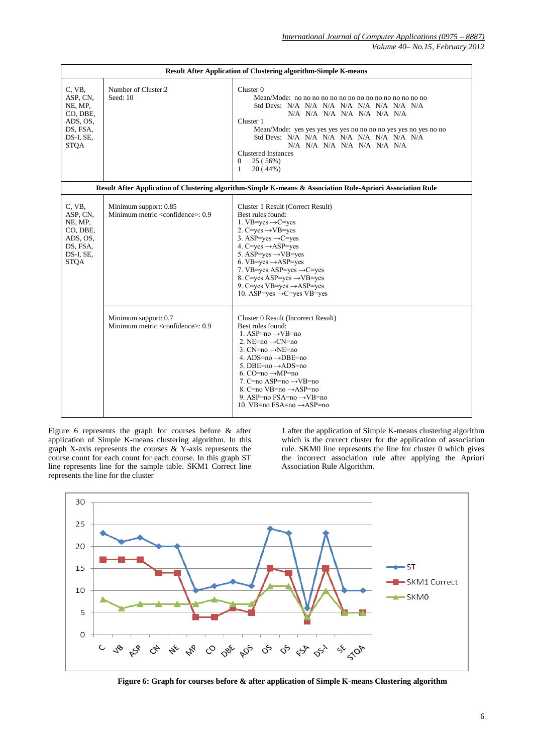| Result After Application of Clustering algorithm-Simple K-means | | |
|---|---|---|
| C, VB, ASP, CN, NE, MP, CO, DBE, ADS, OS, DS, FSA, DS-I, SE, STQA | Number of Cluster:2<br>Seed: 10 | Cluster 0<br>Mean/Mode: no no no no no no no no no no no no no no no<br>Std Devs: N/A N/A N/A N/A N/A N/A N/A N/A N/A N/A N/A N/A N/A N/A N/A<br>Cluster 1<br>Mean/Mode: yes yes yes yes yes no no no no yes yes no yes no no<br>Std Devs: N/A N/A N/A N/A N/A N/A N/A N/A N/A N/A N/A N/A N/A N/A N/A<br>Clustered Instances<br>0 25 ( 56%)<br>1 20 ( 44%) |
| **Result After Application of Clustering algorithm-Simple K-means & Association Rule-Apriori Association Rule** | | |
| C, VB, ASP, CN, NE, MP, CO, DBE, ADS, OS, DS, FSA, DS-I, SE, STQA | Minimum support: 0.85<br>Minimum metric <confidence>: 0.9 | Cluster 1 Result (Correct Result)<br>Best rules found:<br>1. VB=yes →C=yes<br>2. C=yes →VB=yes<br>3. ASP=yes →C=yes<br>4. C=yes →ASP=yes<br>5. ASP=yes →VB=yes<br>6. VB=yes →ASP=yes<br>7. VB=yes ASP=yes →C=yes<br>8. C=yes ASP=yes →VB=yes<br>9. C=yes VB=yes →ASP=yes<br>10. ASP=yes →C=yes VB=yes |
| | Minimum support: 0.7<br>Minimum metric <confidence>: 0.9 | Cluster 0 Result (Incorrect Result)<br>Best rules found:<br>1. ASP=no →VB=no<br>2. NE=no →CN=no<br>3. CN=no →NE=no<br>4. ADS=no →DBE=no<br>5. DBE=no →ADS=no<br>6. CO=no →MP=no<br>7. C=no ASP=no →VB=no<br>8. C=no VB=no →ASP=no<br>9. ASP=no FSA=no →VB=no<br>10. VB=no FSA=no →ASP=no |

Figure 6 represents the graph for courses before & after application of Simple K-means clustering algorithm. In this graph X-axis represents the courses & Y-axis represents the course count for each count for each course. In this graph ST line represents line for the sample table. SKM1 Correct line represents the line for the cluster 1 after the application of Simple K-means clustering algorithm which is the correct cluster for the application of association rule. SKM0 line represents the line for cluster 0 which gives the incorrect association rule after applying the Apriori Association Rule Algorithm.

**Figure 6: Graph for courses before & after application of Simple K-means Clustering algorithm**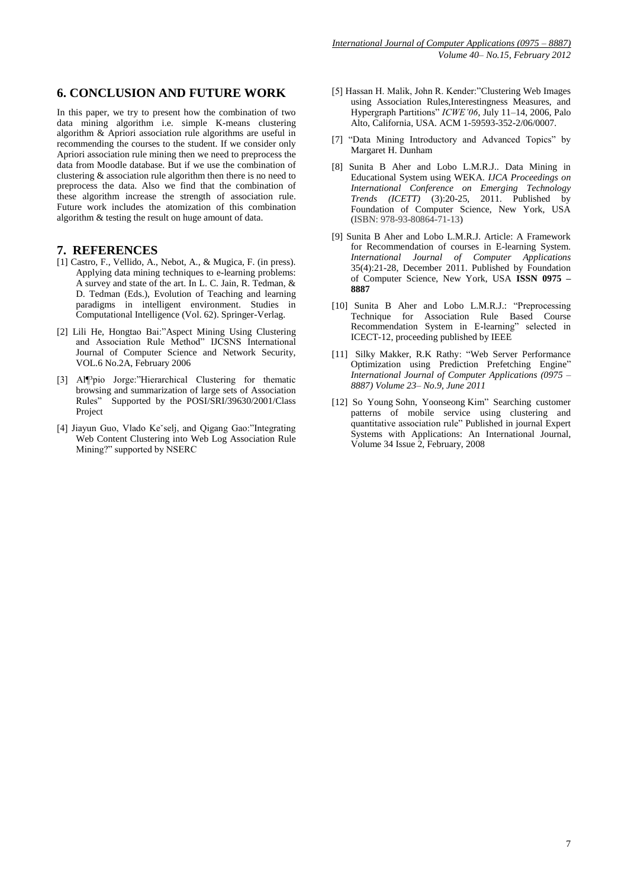## 6. CONCLUSION AND FUTURE WORK

In this paper, we try to present how the combination of two data mining algorithm i.e. simple K-means clustering algorithm & Apriori association rule algorithms are useful in recommending the courses to the student. If we consider only Apriori association rule mining then we need to preprocess the data from Moodle database. But if we use the combination of clustering & association rule algorithm then there is no need to preprocess the data. Also we find that the combination of these algorithm increase the strength of association rule. Future work includes the atomization of this combination algorithm & testing the result on huge amount of data.

## 7. REFERENCES

[1] Castro, F., Vellido, A., Nebot, A., & Mugica, F. (in press). Applying data mining techniques to e-learning problems: A survey and state of the art. In L. C. Jain, R. Tedman, & D. Tedman (Eds.), Evolution of Teaching and learning paradigms in intelligent environment. Studies in Computational Intelligence (Vol. 62). Springer-Verlag.

[2] Lili He, Hongtao Bai:"Aspect Mining Using Clustering and Association Rule Method" IJCSNS International Journal of Computer Science and Network Security, VOL.6 No.2A, February 2006

[3] Al¶³pio Jorge:"Hierarchical Clustering for thematic browsing and summarization of large sets of Association Rules" Supported by the POSI/SRI/39630/2001/Class Project

[4] Jiayun Guo, Vlado Keˇselj, and Qigang Gao:"Integrating Web Content Clustering into Web Log Association Rule Mining?" supported by NSERC

[5] Hassan H. Malik, John R. Kender:"Clustering Web Images using Association Rules,Interestingness Measures, and Hypergraph Partitions" *ICWE'06*, July 11–14, 2006, Palo Alto, California, USA. ACM 1-59593-352-2/06/0007.

[7] "Data Mining Introductory and Advanced Topics" by Margaret H. Dunham

[8] Sunita B Aher and Lobo L.M.R.J.. Data Mining in Educational System using WEKA. *IJCA Proceedings on International Conference on Emerging Technology Trends (ICETT)* (3):20-25, 2011. Published by Foundation of Computer Science, New York, USA (ISBN: 978-93-80864-71-13)

[9] Sunita B Aher and Lobo L.M.R.J. Article: A Framework for Recommendation of courses in E-learning System. *International Journal of Computer Applications* 35(4):21-28, December 2011. Published by Foundation of Computer Science, New York, USA **ISSN 0975 – 8887**

[10] Sunita B Aher and Lobo L.M.R.J.: "Preprocessing Technique for Association Rule Based Course Recommendation System in E-learning" selected in ICECT-12, proceeding published by IEEE

[11] Silky Makker, R.K Rathy: "Web Server Performance Optimization using Prediction Prefetching Engine" *International Journal of Computer Applications (0975 – 8887) Volume 23– No.9, June 2011*

[12] So Young Sohn, Yoonseong Kim" Searching customer patterns of mobile service using clustering and quantitative association rule" Published in journal Expert Systems with Applications: An International Journal, Volume 34 Issue 2, February, 2008